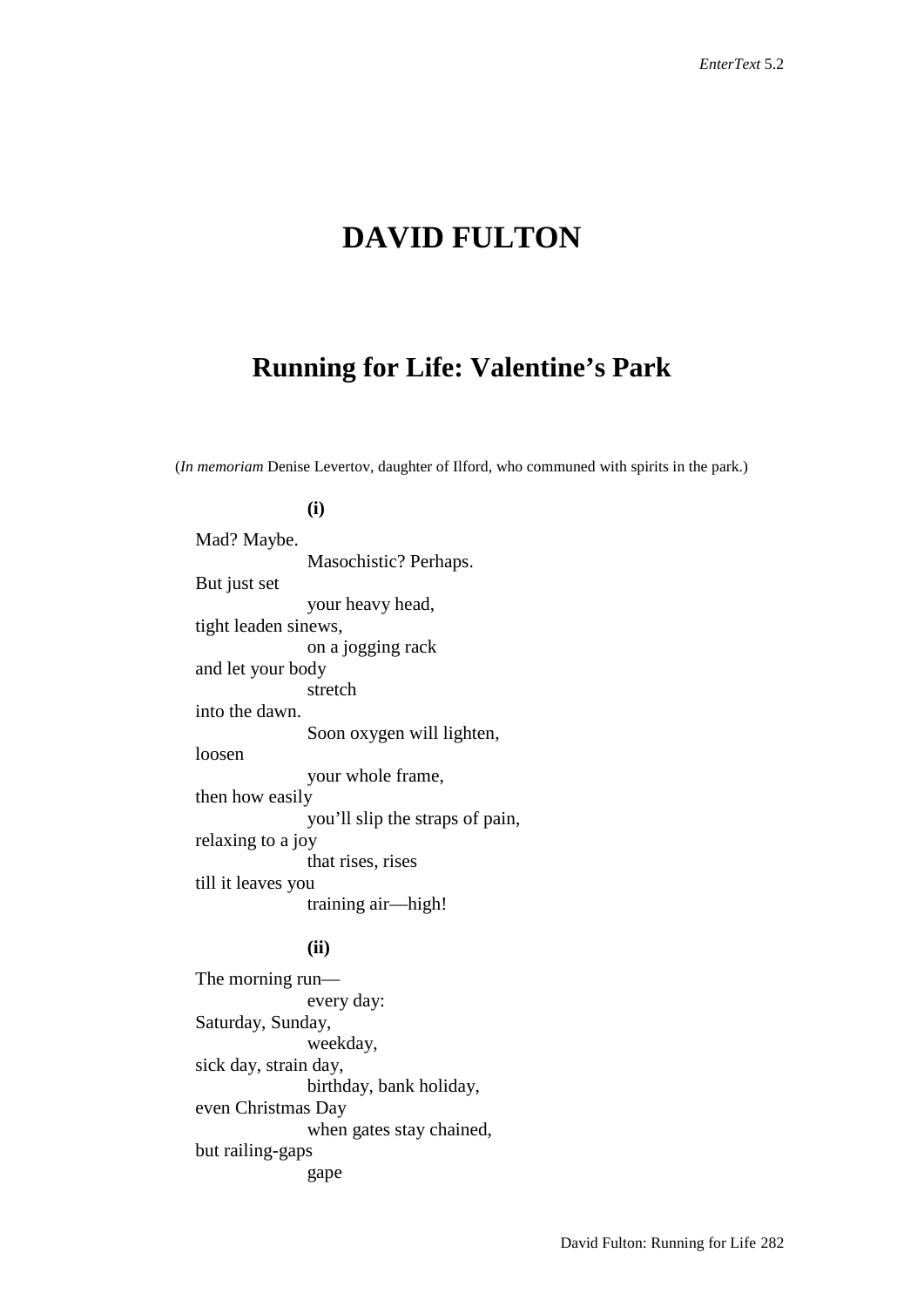# DAVID FULTON

## Running for Life: Valentine's Park

(*In memoriam* Denise Levertov, daughter of Ilford, who communed with spirits in the park.)

**(i)**

Mad? Maybe.
          Masochistic? Perhaps.
But just set
          your heavy head,
tight leaden sinews,
          on a jogging rack
and let your body
          stretch
into the dawn.
          Soon oxygen will lighten,
loosen
          your whole frame,
then how easily
          you'll slip the straps of pain,
relaxing to a joy
          that rises, rises
till it leaves you
          training air—high!

**(ii)**

The morning run—
          every day:
Saturday, Sunday,
          weekday,
sick day, strain day,
          birthday, bank holiday,
even Christmas Day
          when gates stay chained,
but railing-gaps
          gape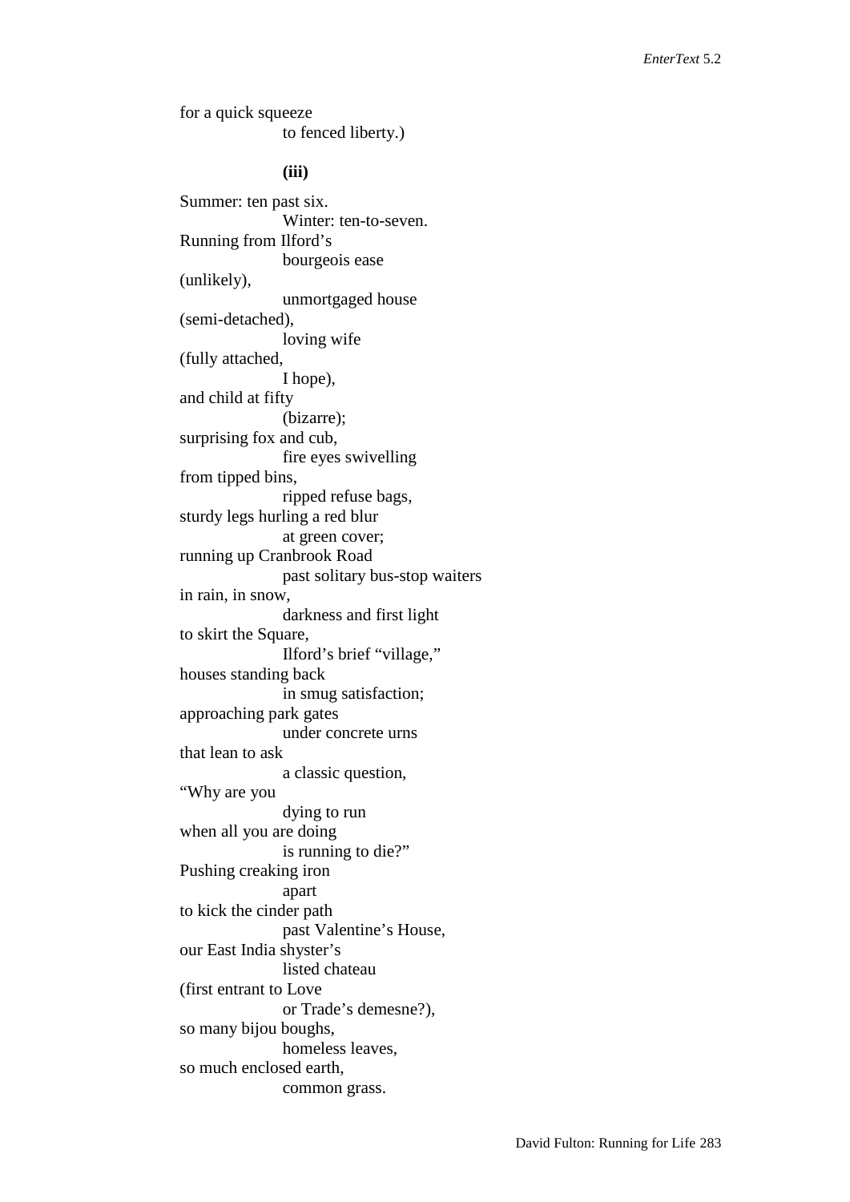for a quick squeeze
                    to fenced liberty.)

**(iii)**

Summer: ten past six.
                    Winter: ten-to-seven.
Running from Ilford's
                    bourgeois ease
(unlikely),
                    unmortgaged house
(semi-detached),
                    loving wife
(fully attached,
                    I hope),
and child at fifty
                    (bizarre);
surprising fox and cub,
                    fire eyes swivelling
from tipped bins,
                    ripped refuse bags,
sturdy legs hurling a red blur
                    at green cover;
running up Cranbrook Road
                    past solitary bus-stop waiters
in rain, in snow,
                    darkness and first light
to skirt the Square,
                    Ilford's brief "village,"
houses standing back
                    in smug satisfaction;
approaching park gates
                    under concrete urns
that lean to ask
                    a classic question,
"Why are you
                    dying to run
when all you are doing
                    is running to die?"
Pushing creaking iron
                    apart
to kick the cinder path
                    past Valentine's House,
our East India shyster's
                    listed chateau
(first entrant to Love
                    or Trade's demesne?),
so many bijou boughs,
                    homeless leaves,
so much enclosed earth,
                    common grass.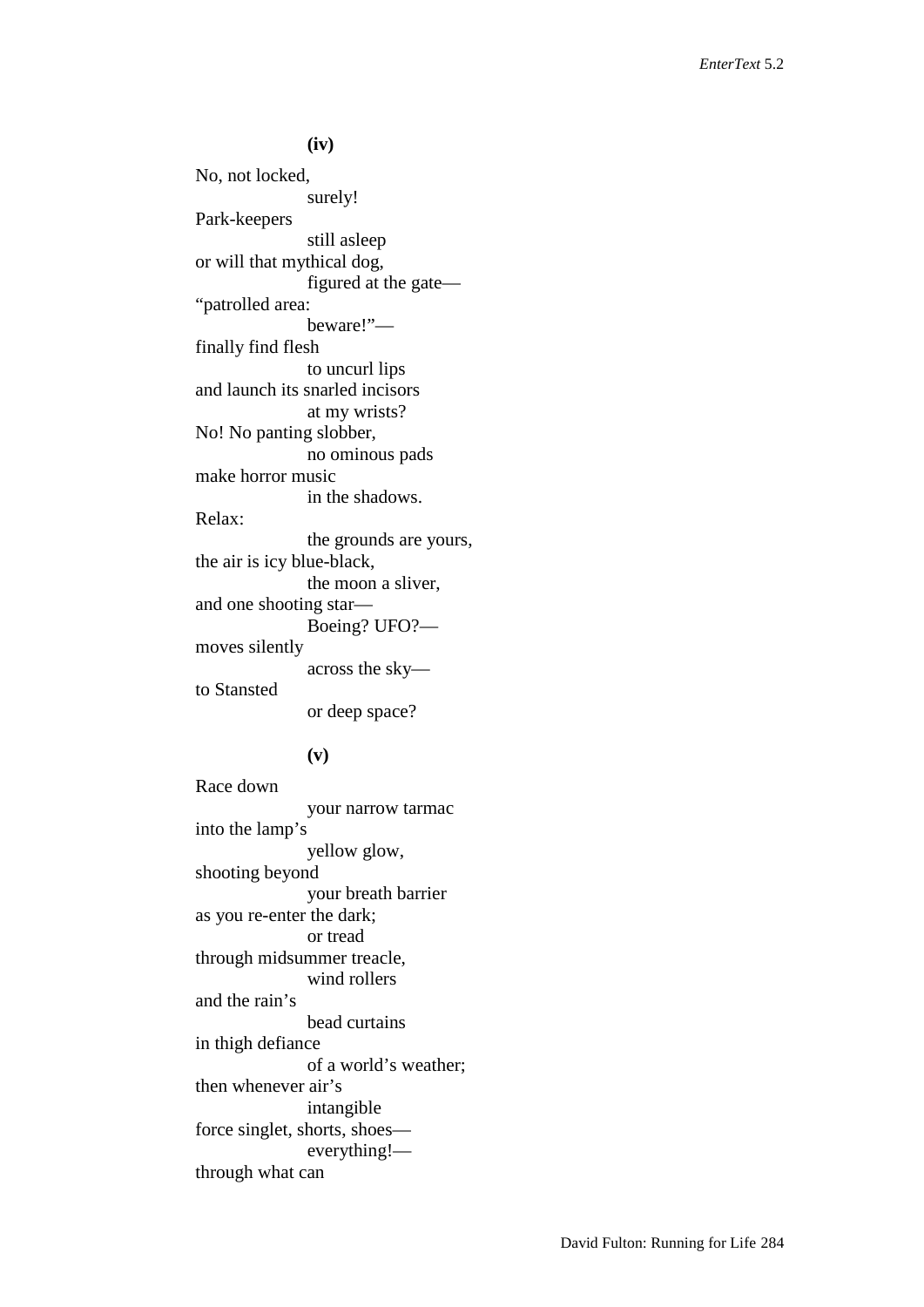**(iv)**

No, not locked,
&nbsp;&nbsp;&nbsp;&nbsp;&nbsp;&nbsp;&nbsp;&nbsp;&nbsp;&nbsp;&nbsp;&nbsp;surely!
Park-keepers
&nbsp;&nbsp;&nbsp;&nbsp;&nbsp;&nbsp;&nbsp;&nbsp;&nbsp;&nbsp;&nbsp;&nbsp;still asleep
or will that mythical dog,
&nbsp;&nbsp;&nbsp;&nbsp;&nbsp;&nbsp;&nbsp;&nbsp;&nbsp;&nbsp;&nbsp;&nbsp;figured at the gate—
"patrolled area:
&nbsp;&nbsp;&nbsp;&nbsp;&nbsp;&nbsp;&nbsp;&nbsp;&nbsp;&nbsp;&nbsp;&nbsp;beware!"—
finally find flesh
&nbsp;&nbsp;&nbsp;&nbsp;&nbsp;&nbsp;&nbsp;&nbsp;&nbsp;&nbsp;&nbsp;&nbsp;to uncurl lips
and launch its snarled incisors
&nbsp;&nbsp;&nbsp;&nbsp;&nbsp;&nbsp;&nbsp;&nbsp;&nbsp;&nbsp;&nbsp;&nbsp;at my wrists?
No! No panting slobber,
&nbsp;&nbsp;&nbsp;&nbsp;&nbsp;&nbsp;&nbsp;&nbsp;&nbsp;&nbsp;&nbsp;&nbsp;no ominous pads
make horror music
&nbsp;&nbsp;&nbsp;&nbsp;&nbsp;&nbsp;&nbsp;&nbsp;&nbsp;&nbsp;&nbsp;&nbsp;in the shadows.
Relax:
&nbsp;&nbsp;&nbsp;&nbsp;&nbsp;&nbsp;&nbsp;&nbsp;&nbsp;&nbsp;&nbsp;&nbsp;the grounds are yours,
the air is icy blue-black,
&nbsp;&nbsp;&nbsp;&nbsp;&nbsp;&nbsp;&nbsp;&nbsp;&nbsp;&nbsp;&nbsp;&nbsp;the moon a sliver,
and one shooting star—
&nbsp;&nbsp;&nbsp;&nbsp;&nbsp;&nbsp;&nbsp;&nbsp;&nbsp;&nbsp;&nbsp;&nbsp;Boeing? UFO?—
moves silently
&nbsp;&nbsp;&nbsp;&nbsp;&nbsp;&nbsp;&nbsp;&nbsp;&nbsp;&nbsp;&nbsp;&nbsp;across the sky—
to Stansted
&nbsp;&nbsp;&nbsp;&nbsp;&nbsp;&nbsp;&nbsp;&nbsp;&nbsp;&nbsp;&nbsp;&nbsp;or deep space?

**(v)**

Race down
&nbsp;&nbsp;&nbsp;&nbsp;&nbsp;&nbsp;&nbsp;&nbsp;&nbsp;&nbsp;&nbsp;&nbsp;your narrow tarmac
into the lamp's
&nbsp;&nbsp;&nbsp;&nbsp;&nbsp;&nbsp;&nbsp;&nbsp;&nbsp;&nbsp;&nbsp;&nbsp;yellow glow,
shooting beyond
&nbsp;&nbsp;&nbsp;&nbsp;&nbsp;&nbsp;&nbsp;&nbsp;&nbsp;&nbsp;&nbsp;&nbsp;your breath barrier
as you re-enter the dark;
&nbsp;&nbsp;&nbsp;&nbsp;&nbsp;&nbsp;&nbsp;&nbsp;&nbsp;&nbsp;&nbsp;&nbsp;or tread
through midsummer treacle,
&nbsp;&nbsp;&nbsp;&nbsp;&nbsp;&nbsp;&nbsp;&nbsp;&nbsp;&nbsp;&nbsp;&nbsp;wind rollers
and the rain's
&nbsp;&nbsp;&nbsp;&nbsp;&nbsp;&nbsp;&nbsp;&nbsp;&nbsp;&nbsp;&nbsp;&nbsp;bead curtains
in thigh defiance
&nbsp;&nbsp;&nbsp;&nbsp;&nbsp;&nbsp;&nbsp;&nbsp;&nbsp;&nbsp;&nbsp;&nbsp;of a world's weather;
then whenever air's
&nbsp;&nbsp;&nbsp;&nbsp;&nbsp;&nbsp;&nbsp;&nbsp;&nbsp;&nbsp;&nbsp;&nbsp;intangible
force singlet, shorts, shoes—
&nbsp;&nbsp;&nbsp;&nbsp;&nbsp;&nbsp;&nbsp;&nbsp;&nbsp;&nbsp;&nbsp;&nbsp;everything!—
through what can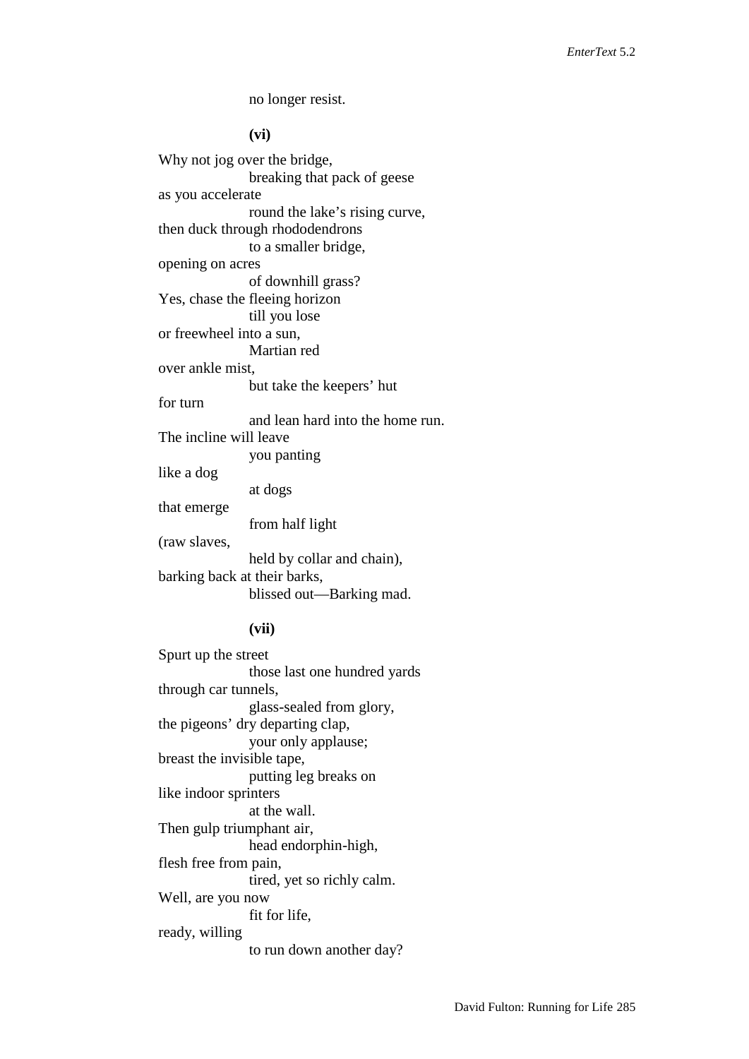no longer resist.

**(vi)**

Why not jog over the bridge,
breaking that pack of geese
as you accelerate
round the lake's rising curve,
then duck through rhododendrons
to a smaller bridge,
opening on acres
of downhill grass?
Yes, chase the fleeing horizon
till you lose
or freewheel into a sun,
Martian red
over ankle mist,
but take the keepers' hut
for turn
and lean hard into the home run.
The incline will leave
you panting
like a dog
at dogs
that emerge
from half light
(raw slaves,
held by collar and chain),
barking back at their barks,
blissed out—Barking mad.

**(vii)**

Spurt up the street
those last one hundred yards
through car tunnels,
glass-sealed from glory,
the pigeons' dry departing clap,
your only applause;
breast the invisible tape,
putting leg breaks on
like indoor sprinters
at the wall.
Then gulp triumphant air,
head endorphin-high,
flesh free from pain,
tired, yet so richly calm.
Well, are you now
fit for life,
ready, willing
to run down another day?